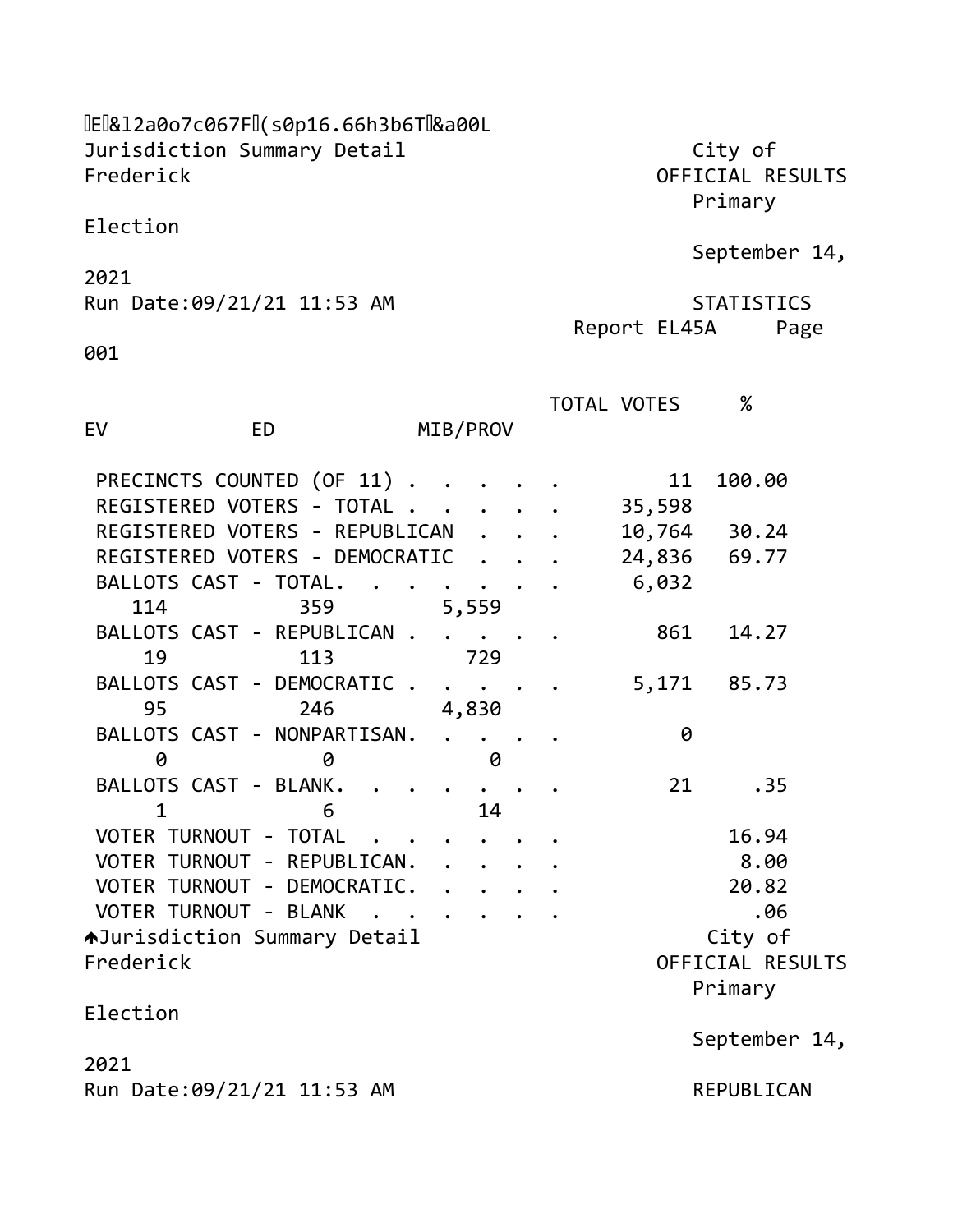Jurisdiction Summary Detail — City of Frederick

OFFICIAL RESULTS

Primary Election

September 14, 2021

Run Date:09/21/21 11:53 AM

STATISTICS

Report EL45A Page 001

| | EV | ED | MIB/PROV | TOTAL VOTES | % |
|---|---|---|---|---|---|
| PRECINCTS COUNTED (OF 11) | | | | 11 | 100.00 |
| REGISTERED VOTERS - TOTAL | | | | 35,598 | |
| REGISTERED VOTERS - REPUBLICAN | | | | 10,764 | 30.24 |
| REGISTERED VOTERS - DEMOCRATIC | | | | 24,836 | 69.77 |
| BALLOTS CAST - TOTAL | 114 | 359 | 5,559 | 6,032 | |
| BALLOTS CAST - REPUBLICAN | 19 | 113 | 729 | 861 | 14.27 |
| BALLOTS CAST - DEMOCRATIC | 95 | 246 | 4,830 | 5,171 | 85.73 |
| BALLOTS CAST - NONPARTISAN | 0 | 0 | 0 | 0 | |
| BALLOTS CAST - BLANK | 1 | 6 | 14 | 21 | .35 |
| VOTER TURNOUT - TOTAL | | | | | 16.94 |
| VOTER TURNOUT - REPUBLICAN | | | | | 8.00 |
| VOTER TURNOUT - DEMOCRATIC | | | | | 20.82 |
| VOTER TURNOUT - BLANK | | | | | .06 |

Jurisdiction Summary Detail — City of Frederick

OFFICIAL RESULTS

Primary Election

September 14, 2021

Run Date:09/21/21 11:53 AM

REPUBLICAN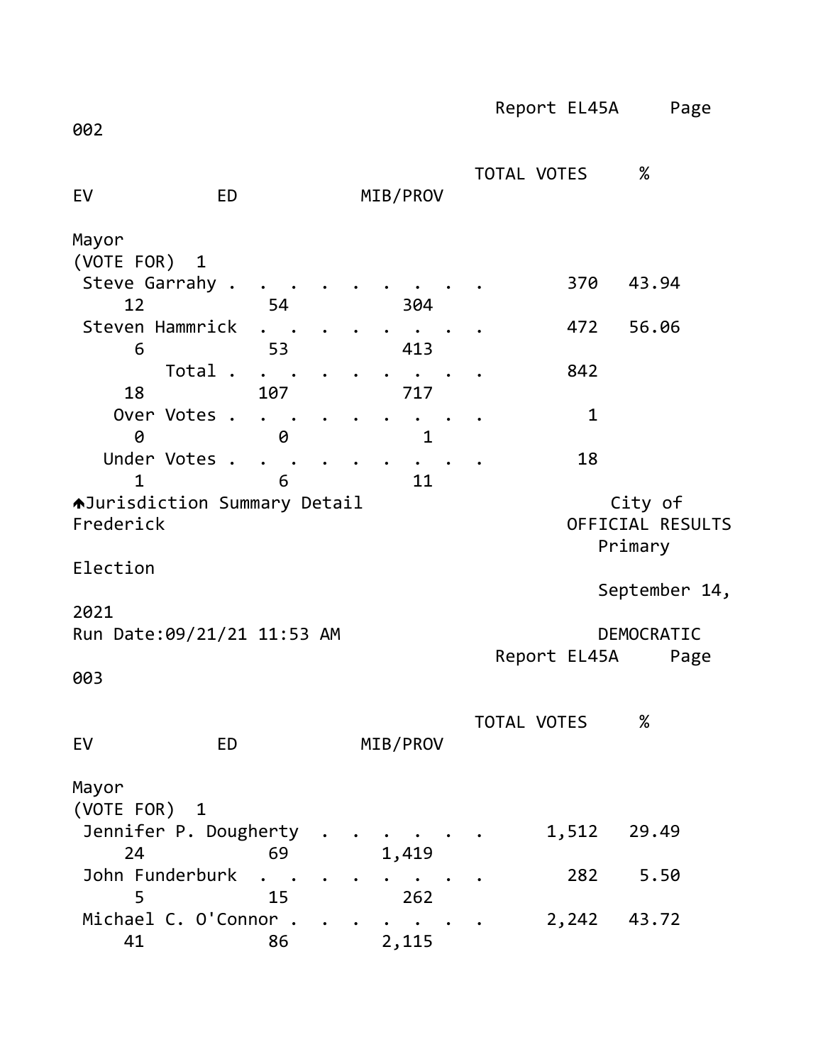| Mayor (VOTE FOR) 1 | TOTAL VOTES | % | EV | ED | MIB/PROV |
|---|---|---|---|---|---|
| Steve Garrahy | 370 | 43.94 | 12 | 54 | 304 |
| Steven Hammrick | 472 | 56.06 | 6 | 53 | 413 |
| Total | 842 | | 18 | 107 | 717 |
| Over Votes | 1 | | 0 | 0 | 1 |
| Under Votes | 18 | | 1 | 6 | 11 |

Jurisdiction Summary Detail

City of Frederick

OFFICIAL RESULTS

Primary Election

September 14, 2021

Run Date:09/21/21 11:53 AM

DEMOCRATIC

Report EL45A Page 003

| Mayor (VOTE FOR) 1 | TOTAL VOTES | % | EV | ED | MIB/PROV |
|---|---|---|---|---|---|
| Jennifer P. Dougherty | 1,512 | 29.49 | 24 | 69 | 1,419 |
| John Funderburk | 282 | 5.50 | 5 | 15 | 262 |
| Michael C. O'Connor | 2,242 | 43.72 | 41 | 86 | 2,115 |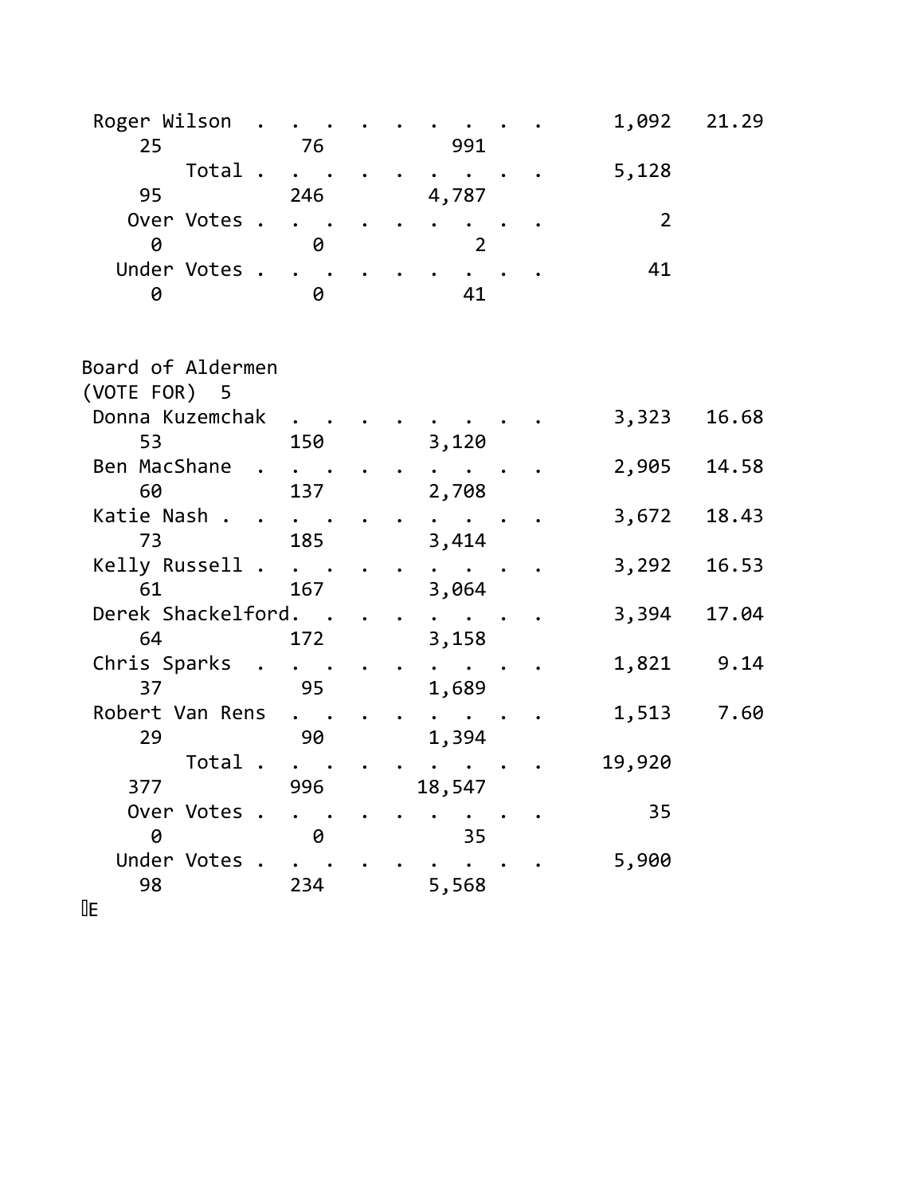| | | | | | |
|---|---|---|---|---|---|
| Roger Wilson | 1,092 | 21.29 | 25 | 76 | 991 |
| Total | 5,128 | | 95 | 246 | 4,787 |
| Over Votes | 2 | | 0 | 0 | 2 |
| Under Votes | 41 | | 0 | 0 | 41 |

Board of Aldermen
(VOTE FOR) 5

| | | | | | |
|---|---|---|---|---|---|
| Donna Kuzemchak | 3,323 | 16.68 | 53 | 150 | 3,120 |
| Ben MacShane | 2,905 | 14.58 | 60 | 137 | 2,708 |
| Katie Nash | 3,672 | 18.43 | 73 | 185 | 3,414 |
| Kelly Russell | 3,292 | 16.53 | 61 | 167 | 3,064 |
| Derek Shackelford | 3,394 | 17.04 | 64 | 172 | 3,158 |
| Chris Sparks | 1,821 | 9.14 | 37 | 95 | 1,689 |
| Robert Van Rens | 1,513 | 7.60 | 29 | 90 | 1,394 |
| Total | 19,920 | | 377 | 996 | 18,547 |
| Over Votes | 35 | | 0 | 0 | 35 |
| Under Votes | 5,900 | | 98 | 234 | 5,568 |